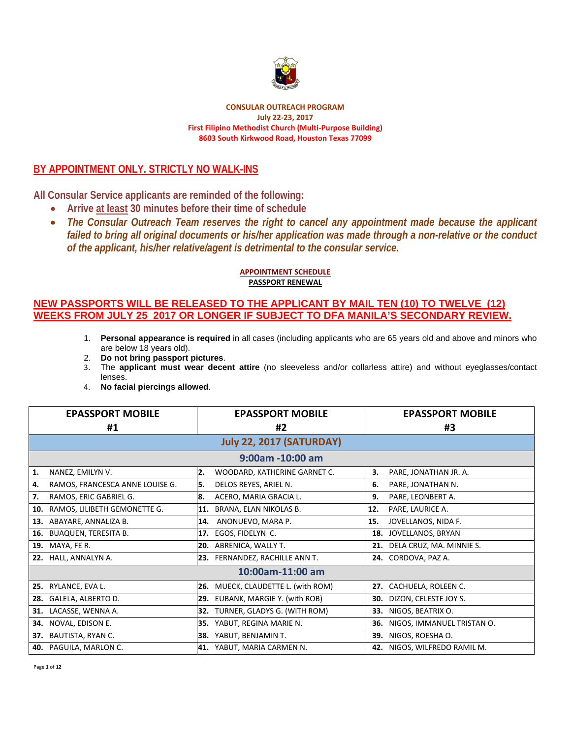**CONSULAR OUTREACH PROGRAM**
**July 22-23, 2017**
**First Filipino Methodist Church (Multi-Purpose Building)**
**8603 South Kirkwood Road, Houston Texas 77099**

## BY APPOINTMENT ONLY. STRICTLY NO WALK-INS

**All Consular Service applicants are reminded of the following:**

- **Arrive at least 30 minutes before their time of schedule**
- ***The Consular Outreach Team reserves the right to cancel any appointment made because the applicant failed to bring all original documents or his/her application was made through a non-relative or the conduct of the applicant, his/her relative/agent is detrimental to the consular service.***

**APPOINTMENT SCHEDULE**
**PASSPORT RENEWAL**

## NEW PASSPORTS WILL BE RELEASED TO THE APPLICANT BY MAIL TEN (10) TO TWELVE (12) WEEKS FROM JULY 25 2017 OR LONGER IF SUBJECT TO DFA MANILA'S SECONDARY REVIEW.

1. **Personal appearance is required** in all cases (including applicants who are 65 years old and above and minors who are below 18 years old).
2. **Do not bring passport pictures**.
3. The **applicant must wear decent attire** (no sleeveless and/or collarless attire) and without eyeglasses/contact lenses.
4. **No facial piercings allowed**.

| EPASSPORT MOBILE #1 | EPASSPORT MOBILE #2 | EPASSPORT MOBILE #3 |
|---|---|---|
| **July 22, 2017 (SATURDAY)** | | |
| **9:00am -10:00 am** | | |
| **1.** NANEZ, EMILYN V. | **2.** WOODARD, KATHERINE GARNET C. | **3.** PARE, JONATHAN JR. A. |
| **4.** RAMOS, FRANCESCA ANNE LOUISE G. | **5.** DELOS REYES, ARIEL N. | **6.** PARE, JONATHAN N. |
| **7.** RAMOS, ERIC GABRIEL G. | **8.** ACERO, MARIA GRACIA L. | **9.** PARE, LEONBERT A. |
| **10.** RAMOS, LILIBETH GEMONETTE G. | **11.** BRANA, ELAN NIKOLAS B. | **12.** PARE, LAURICE A. |
| **13.** ABAYARE, ANNALIZA B. | **14.** ANONUEVO, MARA P. | **15.** JOVELLANOS, NIDA F. |
| **16.** BUAQUEN, TERESITA B. | **17.** EGOS, FIDELYN C. | **18.** JOVELLANOS, BRYAN |
| **19.** MAYA, FE R. | **20.** ABRENICA, WALLY T. | **21.** DELA CRUZ, MA. MINNIE S. |
| **22.** HALL, ANNALYN A. | **23.** FERNANDEZ, RACHILLE ANN T. | **24.** CORDOVA, PAZ A. |
| **10:00am-11:00 am** | | |
| **25.** RYLANCE, EVA L. | **26.** MUECK, CLAUDETTE L. (with ROM) | **27.** CACHUELA, ROLEEN C. |
| **28.** GALELA, ALBERTO D. | **29.** EUBANK, MARGIE Y. (with ROB) | **30.** DIZON, CELESTE JOY S. |
| **31.** LACASSE, WENNA A. | **32.** TURNER, GLADYS G. (WITH ROM) | **33.** NIGOS, BEATRIX O. |
| **34.** NOVAL, EDISON E. | **35.** YABUT, REGINA MARIE N. | **36.** NIGOS, IMMANUEL TRISTAN O. |
| **37.** BAUTISTA, RYAN C. | **38.** YABUT, BENJAMIN T. | **39.** NIGOS, ROESHA O. |
| **40.** PAGUILA, MARLON C. | **41.** YABUT, MARIA CARMEN N. | **42.** NIGOS, WILFREDO RAMIL M. |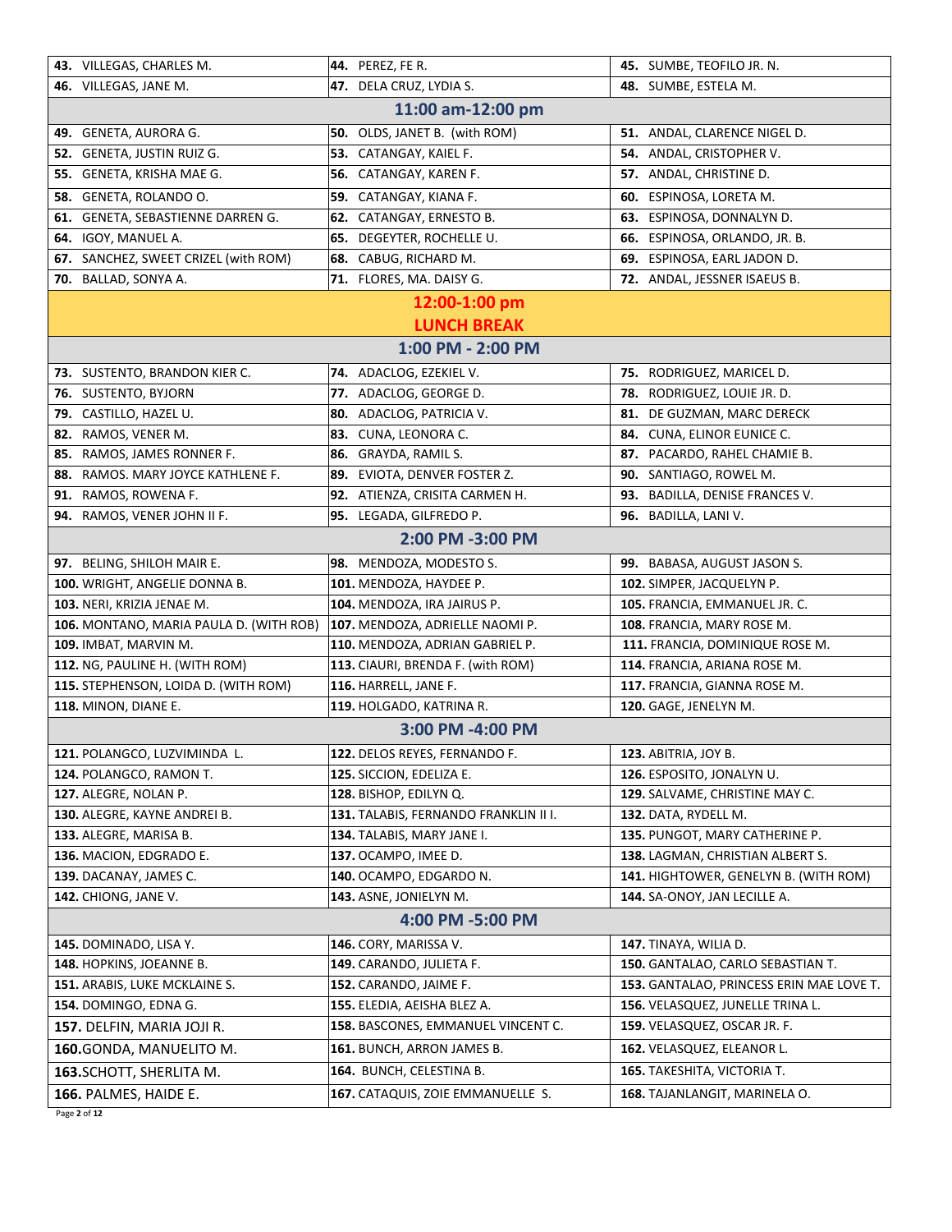| | | |
|---|---|---|
| **43.** VILLEGAS, CHARLES M. | **44.** PEREZ, FE R. | **45.** SUMBE, TEOFILO JR. N. |
| **46.** VILLEGAS, JANE M. | **47.** DELA CRUZ, LYDIA S. | **48.** SUMBE, ESTELA M. |
| **11:00 am-12:00 pm** | | |
| **49.** GENETA, AURORA G. | **50.** OLDS, JANET B. (with ROM) | **51.** ANDAL, CLARENCE NIGEL D. |
| **52.** GENETA, JUSTIN RUIZ G. | **53.** CATANGAY, KAIEL F. | **54.** ANDAL, CRISTOPHER V. |
| **55.** GENETA, KRISHA MAE G. | **56.** CATANGAY, KAREN F. | **57.** ANDAL, CHRISTINE D. |
| **58.** GENETA, ROLANDO O. | **59.** CATANGAY, KIANA F. | **60.** ESPINOSA, LORETA M. |
| **61.** GENETA, SEBASTIENNE DARREN G. | **62.** CATANGAY, ERNESTO B. | **63.** ESPINOSA, DONNALYN D. |
| **64.** IGOY, MANUEL A. | **65.** DEGEYTER, ROCHELLE U. | **66.** ESPINOSA, ORLANDO, JR. B. |
| **67.** SANCHEZ, SWEET CRIZEL (with ROM) | **68.** CABUG, RICHARD M. | **69.** ESPINOSA, EARL JADON D. |
| **70.** BALLAD, SONYA A. | **71.** FLORES, MA. DAISY G. | **72.** ANDAL, JESSNER ISAEUS B. |
| **12:00-1:00 pm LUNCH BREAK** | | |
| **1:00 PM - 2:00 PM** | | |
| **73.** SUSTENTO, BRANDON KIER C. | **74.** ADACLOG, EZEKIEL V. | **75.** RODRIGUEZ, MARICEL D. |
| **76.** SUSTENTO, BYJORN | **77.** ADACLOG, GEORGE D. | **78.** RODRIGUEZ, LOUIE JR. D. |
| **79.** CASTILLO, HAZEL U. | **80.** ADACLOG, PATRICIA V. | **81.** DE GUZMAN, MARC DERECK |
| **82.** RAMOS, VENER M. | **83.** CUNA, LEONORA C. | **84.** CUNA, ELINOR EUNICE C. |
| **85.** RAMOS, JAMES RONNER F. | **86.** GRAYDA, RAMIL S. | **87.** PACARDO, RAHEL CHAMIE B. |
| **88.** RAMOS. MARY JOYCE KATHLENE F. | **89.** EVIOTA, DENVER FOSTER Z. | **90.** SANTIAGO, ROWEL M. |
| **91.** RAMOS, ROWENA F. | **92.** ATIENZA, CRISITA CARMEN H. | **93.** BADILLA, DENISE FRANCES V. |
| **94.** RAMOS, VENER JOHN II F. | **95.** LEGADA, GILFREDO P. | **96.** BADILLA, LANI V. |
| **2:00 PM -3:00 PM** | | |
| **97.** BELING, SHILOH MAIR E. | **98.** MENDOZA, MODESTO S. | **99.** BABASA, AUGUST JASON S. |
| **100.** WRIGHT, ANGELIE DONNA B. | **101.** MENDOZA, HAYDEE P. | **102.** SIMPER, JACQUELYN P. |
| **103.** NERI, KRIZIA JENAE M. | **104.** MENDOZA, IRA JAIRUS P. | **105.** FRANCIA, EMMANUEL JR. C. |
| **106.** MONTANO, MARIA PAULA D. (WITH ROB) | **107.** MENDOZA, ADRIELLE NAOMI P. | **108.** FRANCIA, MARY ROSE M. |
| **109.** IMBAT, MARVIN M. | **110.** MENDOZA, ADRIAN GABRIEL P. | **111.** FRANCIA, DOMINIQUE ROSE M. |
| **112.** NG, PAULINE H. (WITH ROM) | **113.** CIAURI, BRENDA F. (with ROM) | **114.** FRANCIA, ARIANA ROSE M. |
| **115.** STEPHENSON, LOIDA D. (WITH ROM) | **116.** HARRELL, JANE F. | **117.** FRANCIA, GIANNA ROSE M. |
| **118.** MINON, DIANE E. | **119.** HOLGADO, KATRINA R. | **120.** GAGE, JENELYN M. |
| **3:00 PM -4:00 PM** | | |
| **121.** POLANGCO, LUZVIMINDA L. | **122.** DELOS REYES, FERNANDO F. | **123.** ABITRIA, JOY B. |
| **124.** POLANGCO, RAMON T. | **125.** SICCION, EDELIZA E. | **126.** ESPOSITO, JONALYN U. |
| **127.** ALEGRE, NOLAN P. | **128.** BISHOP, EDILYN Q. | **129.** SALVAME, CHRISTINE MAY C. |
| **130.** ALEGRE, KAYNE ANDREI B. | **131.** TALABIS, FERNANDO FRANKLIN II I. | **132.** DATA, RYDELL M. |
| **133.** ALEGRE, MARISA B. | **134.** TALABIS, MARY JANE I. | **135.** PUNGOT, MARY CATHERINE P. |
| **136.** MACION, EDGRADO E. | **137.** OCAMPO, IMEE D. | **138.** LAGMAN, CHRISTIAN ALBERT S. |
| **139.** DACANAY, JAMES C. | **140.** OCAMPO, EDGARDO N. | **141.** HIGHTOWER, GENELYN B. (WITH ROM) |
| **142.** CHIONG, JANE V. | **143.** ASNE, JONIELYN M. | **144.** SA-ONOY, JAN LECILLE A. |
| **4:00 PM -5:00 PM** | | |
| **145.** DOMINADO, LISA Y. | **146.** CORY, MARISSA V. | **147.** TINAYA, WILIA D. |
| **148.** HOPKINS, JOEANNE B. | **149.** CARANDO, JULIETA F. | **150.** GANTALAO, CARLO SEBASTIAN T. |
| **151.** ARABIS, LUKE MCKLAINE S. | **152.** CARANDO, JAIME F. | **153.** GANTALAO, PRINCESS ERIN MAE LOVE T. |
| **154.** DOMINGO, EDNA G. | **155.** ELEDIA, AEISHA BLEZ A. | **156.** VELASQUEZ, JUNELLE TRINA L. |
| **157.** DELFIN, MARIA JOJI R. | **158.** BASCONES, EMMANUEL VINCENT C. | **159.** VELASQUEZ, OSCAR JR. F. |
| **160.** GONDA, MANUELITO M. | **161.** BUNCH, ARRON JAMES B. | **162.** VELASQUEZ, ELEANOR L. |
| **163.** SCHOTT, SHERLITA M. | **164.** BUNCH, CELESTINA B. | **165.** TAKESHITA, VICTORIA T. |
| **166.** PALMES, HAIDE E. | **167.** CATAQUIS, ZOIE EMMANUELLE S. | **168.** TAJANLANGIT, MARINELA O. |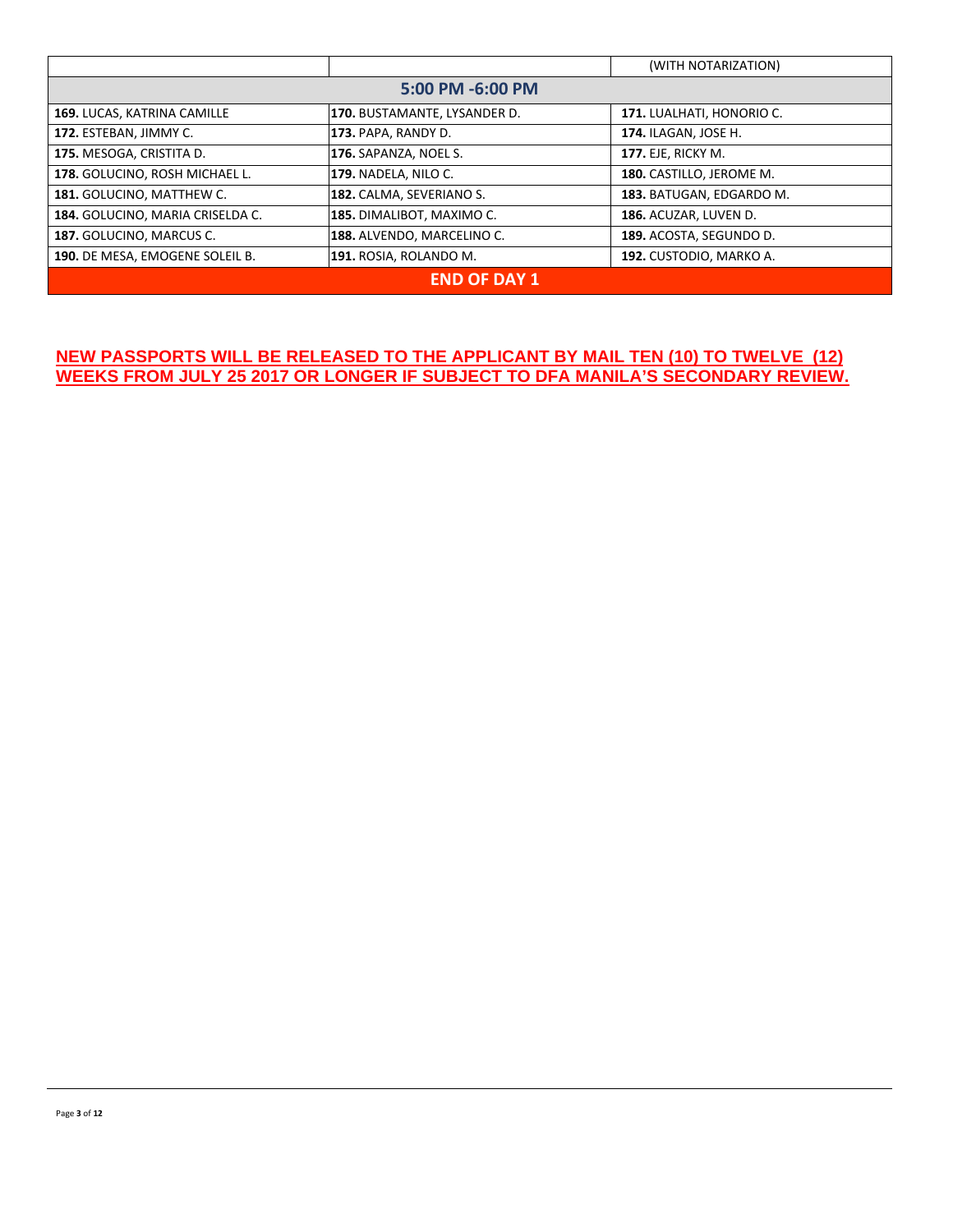| | | (WITH NOTARIZATION) |
|---|---|---|
| **5:00 PM -6:00 PM** | | |
| **169.** LUCAS, KATRINA CAMILLE | **170.** BUSTAMANTE, LYSANDER D. | **171.** LUALHATI, HONORIO C. |
| **172.** ESTEBAN, JIMMY C. | **173.** PAPA, RANDY D. | **174.** ILAGAN, JOSE H. |
| **175.** MESOGA, CRISTITA D. | **176.** SAPANZA, NOEL S. | **177.** EJE, RICKY M. |
| **178.** GOLUCINO, ROSH MICHAEL L. | **179.** NADELA, NILO C. | **180.** CASTILLO, JEROME M. |
| **181.** GOLUCINO, MATTHEW C. | **182.** CALMA, SEVERIANO S. | **183.** BATUGAN, EDGARDO M. |
| **184.** GOLUCINO, MARIA CRISELDA C. | **185.** DIMALIBOT, MAXIMO C. | **186.** ACUZAR, LUVEN D. |
| **187.** GOLUCINO, MARCUS C. | **188.** ALVENDO, MARCELINO C. | **189.** ACOSTA, SEGUNDO D. |
| **190.** DE MESA, EMOGENE SOLEIL B. | **191.** ROSIA, ROLANDO M. | **192.** CUSTODIO, MARKO A. |
| **END OF DAY 1** | | |

**NEW PASSPORTS WILL BE RELEASED TO THE APPLICANT BY MAIL TEN (10) TO TWELVE (12) WEEKS FROM JULY 25 2017 OR LONGER IF SUBJECT TO DFA MANILA'S SECONDARY REVIEW.**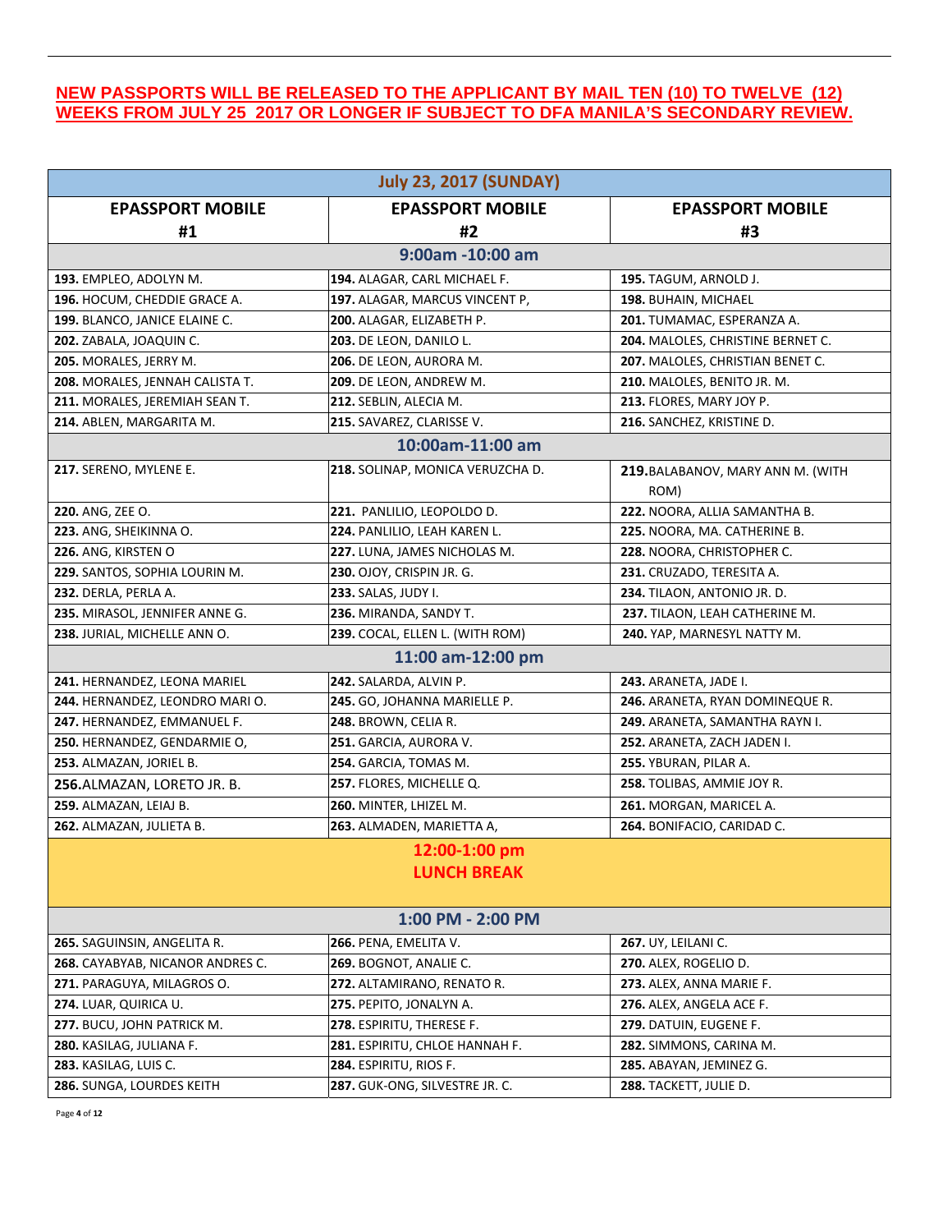**NEW PASSPORTS WILL BE RELEASED TO THE APPLICANT BY MAIL TEN (10) TO TWELVE (12) WEEKS FROM JULY 25 2017 OR LONGER IF SUBJECT TO DFA MANILA'S SECONDARY REVIEW.**

| July 23, 2017 (SUNDAY) | | |
|---|---|---|
| **EPASSPORT MOBILE #1** | **EPASSPORT MOBILE #2** | **EPASSPORT MOBILE #3** |
| **9:00am -10:00 am** | | |
| **193.** EMPLEO, ADOLYN M. | **194.** ALAGAR, CARL MICHAEL F. | **195.** TAGUM, ARNOLD J. |
| **196.** HOCUM, CHEDDIE GRACE A. | **197.** ALAGAR, MARCUS VINCENT P, | **198.** BUHAIN, MICHAEL |
| **199.** BLANCO, JANICE ELAINE C. | **200.** ALAGAR, ELIZABETH P. | **201.** TUMAMAC, ESPERANZA A. |
| **202.** ZABALA, JOAQUIN C. | **203.** DE LEON, DANILO L. | **204.** MALOLES, CHRISTINE BERNET C. |
| **205.** MORALES, JERRY M. | **206.** DE LEON, AURORA M. | **207.** MALOLES, CHRISTIAN BENET C. |
| **208.** MORALES, JENNAH CALISTA T. | **209.** DE LEON, ANDREW M. | **210.** MALOLES, BENITO JR. M. |
| **211.** MORALES, JEREMIAH SEAN T. | **212.** SEBLIN, ALECIA M. | **213.** FLORES, MARY JOY P. |
| **214.** ABLEN, MARGARITA M. | **215.** SAVAREZ, CLARISSE V. | **216.** SANCHEZ, KRISTINE D. |
| **10:00am-11:00 am** | | |
| **217.** SERENO, MYLENE E. | **218.** SOLINAP, MONICA VERUZCHA D. | **219.** BALABANOV, MARY ANN M. (WITH ROM) |
| **220.** ANG, ZEE O. | **221.** PANLILIO, LEOPOLDO D. | **222.** NOORA, ALLIA SAMANTHA B. |
| **223.** ANG, SHEIKINNA O. | **224.** PANLILIO, LEAH KAREN L. | **225.** NOORA, MA. CATHERINE B. |
| **226.** ANG, KIRSTEN O | **227.** LUNA, JAMES NICHOLAS M. | **228.** NOORA, CHRISTOPHER C. |
| **229.** SANTOS, SOPHIA LOURIN M. | **230.** OJOY, CRISPIN JR. G. | **231.** CRUZADO, TERESITA A. |
| **232.** DERLA, PERLA A. | **233.** SALAS, JUDY I. | **234.** TILAON, ANTONIO JR. D. |
| **235.** MIRASOL, JENNIFER ANNE G. | **236.** MIRANDA, SANDY T. | **237.** TILAON, LEAH CATHERINE M. |
| **238.** JURIAL, MICHELLE ANN O. | **239.** COCAL, ELLEN L. (WITH ROM) | **240.** YAP, MARNESYL NATTY M. |
| **11:00 am-12:00 pm** | | |
| **241.** HERNANDEZ, LEONA MARIEL | **242.** SALARDA, ALVIN P. | **243.** ARANETA, JADE I. |
| **244.** HERNANDEZ, LEONDRO MARI O. | **245.** GO, JOHANNA MARIELLE P. | **246.** ARANETA, RYAN DOMINEQUE R. |
| **247.** HERNANDEZ, EMMANUEL F. | **248.** BROWN, CELIA R. | **249.** ARANETA, SAMANTHA RAYN I. |
| **250.** HERNANDEZ, GENDARMIE O, | **251.** GARCIA, AURORA V. | **252.** ARANETA, ZACH JADEN I. |
| **253.** ALMAZAN, JORIEL B. | **254.** GARCIA, TOMAS M. | **255.** YBURAN, PILAR A. |
| **256.** ALMAZAN, LORETO JR. B. | **257.** FLORES, MICHELLE Q. | **258.** TOLIBAS, AMMIE JOY R. |
| **259.** ALMAZAN, LEIAJ B. | **260.** MINTER, LHIZEL M. | **261.** MORGAN, MARICEL A. |
| **262.** ALMAZAN, JULIETA B. | **263.** ALMADEN, MARIETTA A, | **264.** BONIFACIO, CARIDAD C. |
| **12:00-1:00 pm LUNCH BREAK** | | |
| **1:00 PM - 2:00 PM** | | |
| **265.** SAGUINSIN, ANGELITA R. | **266.** PENA, EMELITA V. | **267.** UY, LEILANI C. |
| **268.** CAYABYAB, NICANOR ANDRES C. | **269.** BOGNOT, ANALIE C. | **270.** ALEX, ROGELIO D. |
| **271.** PARAGUYA, MILAGROS O. | **272.** ALTAMIRANO, RENATO R. | **273.** ALEX, ANNA MARIE F. |
| **274.** LUAR, QUIRICA U. | **275.** PEPITO, JONALYN A. | **276.** ALEX, ANGELA ACE F. |
| **277.** BUCU, JOHN PATRICK M. | **278.** ESPIRITU, THERESE F. | **279.** DATUIN, EUGENE F. |
| **280.** KASILAG, JULIANA F. | **281.** ESPIRITU, CHLOE HANNAH F. | **282.** SIMMONS, CARINA M. |
| **283.** KASILAG, LUIS C. | **284.** ESPIRITU, RIOS F. | **285.** ABAYAN, JEMINEZ G. |
| **286.** SUNGA, LOURDES KEITH | **287.** GUK-ONG, SILVESTRE JR. C. | **288.** TACKETT, JULIE D. |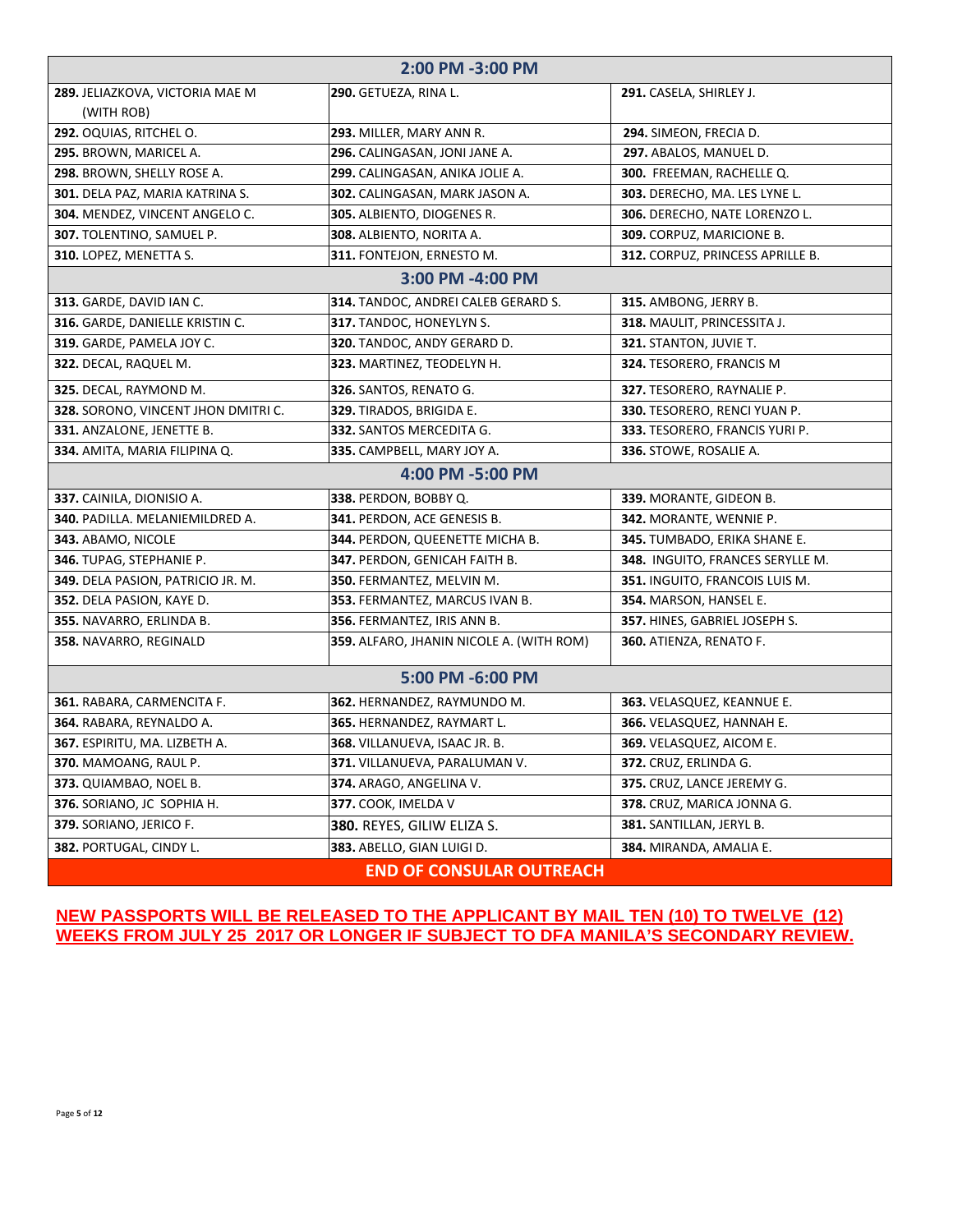| 2:00 PM -3:00 PM | | |
|---|---|---|
| **289.** JELIAZKOVA, VICTORIA MAE M (WITH ROB) | **290.** GETUEZA, RINA L. | **291.** CASELA, SHIRLEY J. |
| **292.** OQUIAS, RITCHEL O. | **293.** MILLER, MARY ANN R. | **294.** SIMEON, FRECIA D. |
| **295.** BROWN, MARICEL A. | **296.** CALINGASAN, JONI JANE A. | **297.** ABALOS, MANUEL D. |
| **298.** BROWN, SHELLY ROSE A. | **299.** CALINGASAN, ANIKA JOLIE A. | **300.** FREEMAN, RACHELLE Q. |
| **301.** DELA PAZ, MARIA KATRINA S. | **302.** CALINGASAN, MARK JASON A. | **303.** DERECHO, MA. LES LYNE L. |
| **304.** MENDEZ, VINCENT ANGELO C. | **305.** ALBIENTO, DIOGENES R. | **306.** DERECHO, NATE LORENZO L. |
| **307.** TOLENTINO, SAMUEL P. | **308.** ALBIENTO, NORITA A. | **309.** CORPUZ, MARICIONE B. |
| **310.** LOPEZ, MENETTA S. | **311.** FONTEJON, ERNESTO M. | **312.** CORPUZ, PRINCESS APRILLE B. |
| **3:00 PM -4:00 PM** | | |
| **313.** GARDE, DAVID IAN C. | **314.** TANDOC, ANDREI CALEB GERARD S. | **315.** AMBONG, JERRY B. |
| **316.** GARDE, DANIELLE KRISTIN C. | **317.** TANDOC, HONEYLYN S. | **318.** MAULIT, PRINCESSITA J. |
| **319.** GARDE, PAMELA JOY C. | **320.** TANDOC, ANDY GERARD D. | **321.** STANTON, JUVIE T. |
| **322.** DECAL, RAQUEL M. | **323.** MARTINEZ, TEODELYN H. | **324.** TESORERO, FRANCIS M |
| **325.** DECAL, RAYMOND M. | **326.** SANTOS, RENATO G. | **327.** TESORERO, RAYNALIE P. |
| **328.** SORONO, VINCENT JHON DMITRI C. | **329.** TIRADOS, BRIGIDA E. | **330.** TESORERO, RENCI YUAN P. |
| **331.** ANZALONE, JENETTE B. | **332.** SANTOS MERCEDITA G. | **333.** TESORERO, FRANCIS YURI P. |
| **334.** AMITA, MARIA FILIPINA Q. | **335.** CAMPBELL, MARY JOY A. | **336.** STOWE, ROSALIE A. |
| **4:00 PM -5:00 PM** | | |
| **337.** CAINILA, DIONISIO A. | **338.** PERDON, BOBBY Q. | **339.** MORANTE, GIDEON B. |
| **340.** PADILLA. MELANIEMILDRED A. | **341.** PERDON, ACE GENESIS B. | **342.** MORANTE, WENNIE P. |
| **343.** ABAMO, NICOLE | **344.** PERDON, QUEENETTE MICHA B. | **345.** TUMBADO, ERIKA SHANE E. |
| **346.** TUPAG, STEPHANIE P. | **347.** PERDON, GENICAH FAITH B. | **348.** INGUITO, FRANCES SERYLLE M. |
| **349.** DELA PASION, PATRICIO JR. M. | **350.** FERMANTEZ, MELVIN M. | **351.** INGUITO, FRANCOIS LUIS M. |
| **352.** DELA PASION, KAYE D. | **353.** FERMANTEZ, MARCUS IVAN B. | **354.** MARSON, HANSEL E. |
| **355.** NAVARRO, ERLINDA B. | **356.** FERMANTEZ, IRIS ANN B. | **357.** HINES, GABRIEL JOSEPH S. |
| **358.** NAVARRO, REGINALD | **359.** ALFARO, JHANIN NICOLE A. (WITH ROM) | **360.** ATIENZA, RENATO F. |
| **5:00 PM -6:00 PM** | | |
| **361.** RABARA, CARMENCITA F. | **362.** HERNANDEZ, RAYMUNDO M. | **363.** VELASQUEZ, KEANNUE E. |
| **364.** RABARA, REYNALDO A. | **365.** HERNANDEZ, RAYMART L. | **366.** VELASQUEZ, HANNAH E. |
| **367.** ESPIRITU, MA. LIZBETH A. | **368.** VILLANUEVA, ISAAC JR. B. | **369.** VELASQUEZ, AICOM E. |
| **370.** MAMOANG, RAUL P. | **371.** VILLANUEVA, PARALUMAN V. | **372.** CRUZ, ERLINDA G. |
| **373.** QUIAMBAO, NOEL B. | **374.** ARAGO, ANGELINA V. | **375.** CRUZ, LANCE JEREMY G. |
| **376.** SORIANO, JC SOPHIA H. | **377.** COOK, IMELDA V | **378.** CRUZ, MARICA JONNA G. |
| **379.** SORIANO, JERICO F. | **380.** REYES, GILIW ELIZA S. | **381.** SANTILLAN, JERYL B. |
| **382.** PORTUGAL, CINDY L. | **383.** ABELLO, GIAN LUIGI D. | **384.** MIRANDA, AMALIA E. |
| **END OF CONSULAR OUTREACH** | | |

**NEW PASSPORTS WILL BE RELEASED TO THE APPLICANT BY MAIL TEN (10) TO TWELVE (12) WEEKS FROM JULY 25 2017 OR LONGER IF SUBJECT TO DFA MANILA'S SECONDARY REVIEW.**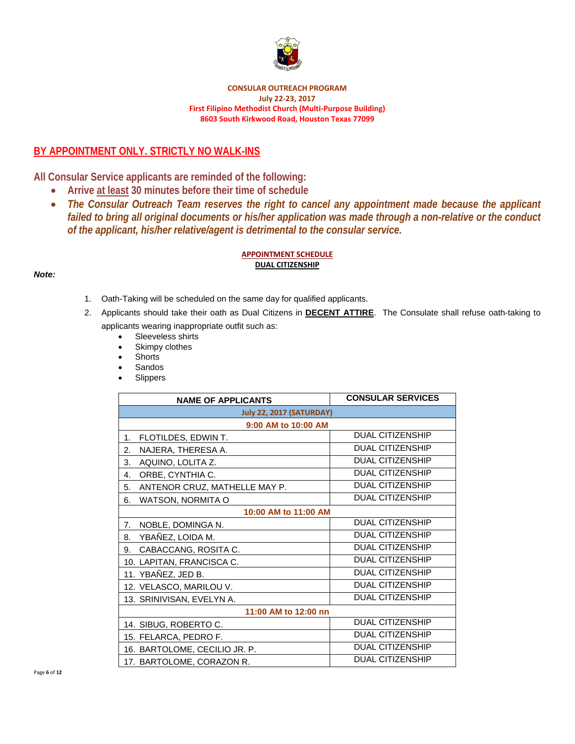**CONSULAR OUTREACH PROGRAM**
**July 22-23, 2017**
**First Filipino Methodist Church (Multi-Purpose Building)**
**8603 South Kirkwood Road, Houston Texas 77099**

## BY APPOINTMENT ONLY. STRICTLY NO WALK-INS

**All Consular Service applicants are reminded of the following:**

- **Arrive at least 30 minutes before their time of schedule**
- ***The Consular Outreach Team reserves the right to cancel any appointment made because the applicant failed to bring all original documents or his/her application was made through a non-relative or the conduct of the applicant, his/her relative/agent is detrimental to the consular service.***

**APPOINTMENT SCHEDULE**
**DUAL CITIZENSHIP**

***Note:***

1. Oath-Taking will be scheduled on the same day for qualified applicants.
2. Applicants should take their oath as Dual Citizens in **DECENT ATTIRE**. The Consulate shall refuse oath-taking to applicants wearing inappropriate outfit such as:
   - Sleeveless shirts
   - Skimpy clothes
   - Shorts
   - Sandos
   - Slippers

| NAME OF APPLICANTS | CONSULAR SERVICES |
|---|---|
| **July 22, 2017 (SATURDAY)** | |
| **9:00 AM to 10:00 AM** | |
| 1. FLOTILDES, EDWIN T. | DUAL CITIZENSHIP |
| 2. NAJERA, THERESA A. | DUAL CITIZENSHIP |
| 3. AQUINO, LOLITA Z. | DUAL CITIZENSHIP |
| 4. ORBE, CYNTHIA C. | DUAL CITIZENSHIP |
| 5. ANTENOR CRUZ, MATHELLE MAY P. | DUAL CITIZENSHIP |
| 6. WATSON, NORMITA O | DUAL CITIZENSHIP |
| **10:00 AM to 11:00 AM** | |
| 7. NOBLE, DOMINGA N. | DUAL CITIZENSHIP |
| 8. YBAÑEZ, LOIDA M. | DUAL CITIZENSHIP |
| 9. CABACCANG, ROSITA C. | DUAL CITIZENSHIP |
| 10. LAPITAN, FRANCISCA C. | DUAL CITIZENSHIP |
| 11. YBAÑEZ, JED B. | DUAL CITIZENSHIP |
| 12. VELASCO, MARILOU V. | DUAL CITIZENSHIP |
| 13. SRINIVISAN, EVELYN A. | DUAL CITIZENSHIP |
| **11:00 AM to 12:00 nn** | |
| 14. SIBUG, ROBERTO C. | DUAL CITIZENSHIP |
| 15. FELARCA, PEDRO F. | DUAL CITIZENSHIP |
| 16. BARTOLOME, CECILIO JR. P. | DUAL CITIZENSHIP |
| 17. BARTOLOME, CORAZON R. | DUAL CITIZENSHIP |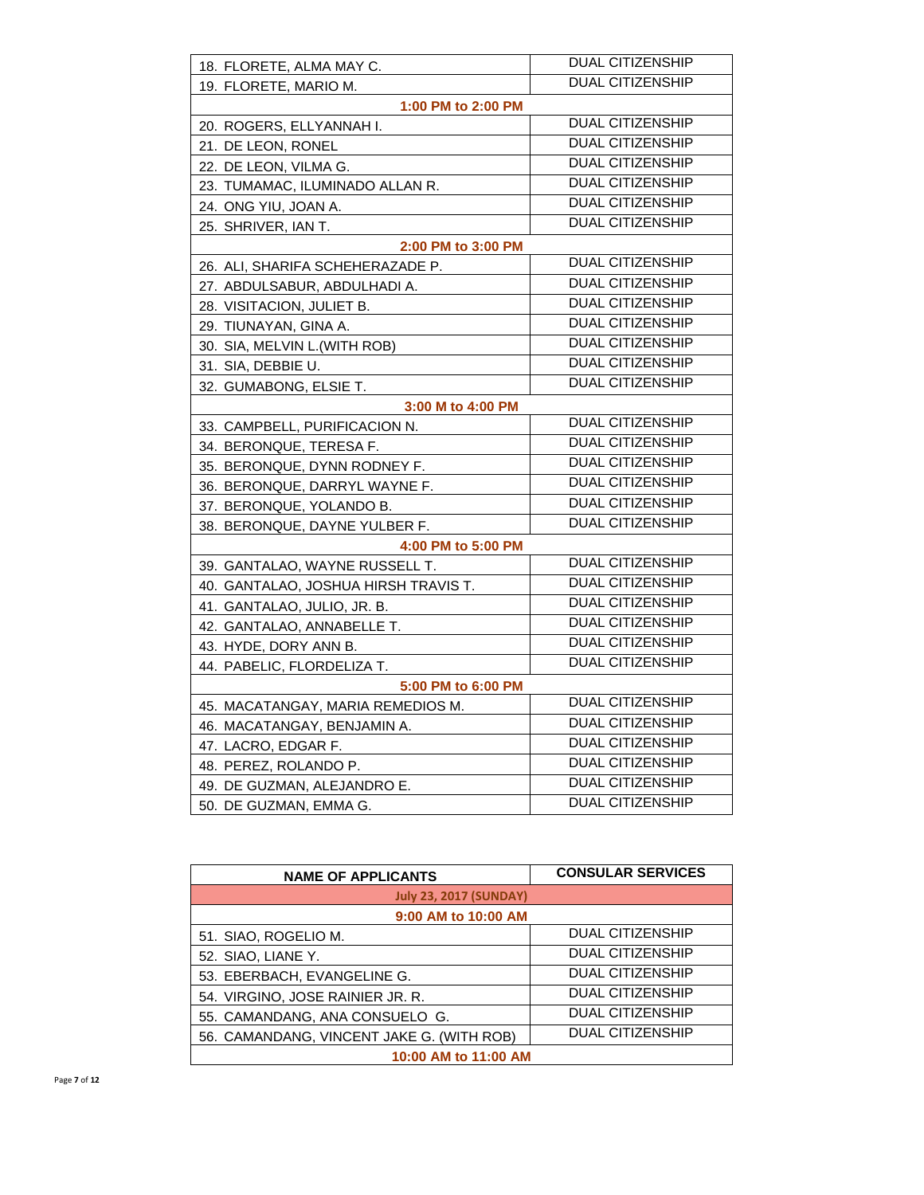| | |
|---|---|
| 18. FLORETE, ALMA MAY C. | DUAL CITIZENSHIP |
| 19. FLORETE, MARIO M. | DUAL CITIZENSHIP |
| **1:00 PM to 2:00 PM** | |
| 20. ROGERS, ELLYANNAH I. | DUAL CITIZENSHIP |
| 21. DE LEON, RONEL | DUAL CITIZENSHIP |
| 22. DE LEON, VILMA G. | DUAL CITIZENSHIP |
| 23. TUMAMAC, ILUMINADO ALLAN R. | DUAL CITIZENSHIP |
| 24. ONG YIU, JOAN A. | DUAL CITIZENSHIP |
| 25. SHRIVER, IAN T. | DUAL CITIZENSHIP |
| **2:00 PM to 3:00 PM** | |
| 26. ALI, SHARIFA SCHEHERAZADE P. | DUAL CITIZENSHIP |
| 27. ABDULSABUR, ABDULHADI A. | DUAL CITIZENSHIP |
| 28. VISITACION, JULIET B. | DUAL CITIZENSHIP |
| 29. TIUNAYAN, GINA A. | DUAL CITIZENSHIP |
| 30. SIA, MELVIN L.(WITH ROB) | DUAL CITIZENSHIP |
| 31. SIA, DEBBIE U. | DUAL CITIZENSHIP |
| 32. GUMABONG, ELSIE T. | DUAL CITIZENSHIP |
| **3:00 M to 4:00 PM** | |
| 33. CAMPBELL, PURIFICACION N. | DUAL CITIZENSHIP |
| 34. BERONQUE, TERESA F. | DUAL CITIZENSHIP |
| 35. BERONQUE, DYNN RODNEY F. | DUAL CITIZENSHIP |
| 36. BERONQUE, DARRYL WAYNE F. | DUAL CITIZENSHIP |
| 37. BERONQUE, YOLANDO B. | DUAL CITIZENSHIP |
| 38. BERONQUE, DAYNE YULBER F. | DUAL CITIZENSHIP |
| **4:00 PM to 5:00 PM** | |
| 39. GANTALAO, WAYNE RUSSELL T. | DUAL CITIZENSHIP |
| 40. GANTALAO, JOSHUA HIRSH TRAVIS T. | DUAL CITIZENSHIP |
| 41. GANTALAO, JULIO, JR. B. | DUAL CITIZENSHIP |
| 42. GANTALAO, ANNABELLE T. | DUAL CITIZENSHIP |
| 43. HYDE, DORY ANN B. | DUAL CITIZENSHIP |
| 44. PABELIC, FLORDELIZA T. | DUAL CITIZENSHIP |
| **5:00 PM to 6:00 PM** | |
| 45. MACATANGAY, MARIA REMEDIOS M. | DUAL CITIZENSHIP |
| 46. MACATANGAY, BENJAMIN A. | DUAL CITIZENSHIP |
| 47. LACRO, EDGAR F. | DUAL CITIZENSHIP |
| 48. PEREZ, ROLANDO P. | DUAL CITIZENSHIP |
| 49. DE GUZMAN, ALEJANDRO E. | DUAL CITIZENSHIP |
| 50. DE GUZMAN, EMMA G. | DUAL CITIZENSHIP |

| NAME OF APPLICANTS | CONSULAR SERVICES |
|---|---|
| **July 23, 2017 (SUNDAY)** | |
| **9:00 AM to 10:00 AM** | |
| 51. SIAO, ROGELIO M. | DUAL CITIZENSHIP |
| 52. SIAO, LIANE Y. | DUAL CITIZENSHIP |
| 53. EBERBACH, EVANGELINE G. | DUAL CITIZENSHIP |
| 54. VIRGINO, JOSE RAINIER JR. R. | DUAL CITIZENSHIP |
| 55. CAMANDANG, ANA CONSUELO G. | DUAL CITIZENSHIP |
| 56. CAMANDANG, VINCENT JAKE G. (WITH ROB) | DUAL CITIZENSHIP |
| **10:00 AM to 11:00 AM** | |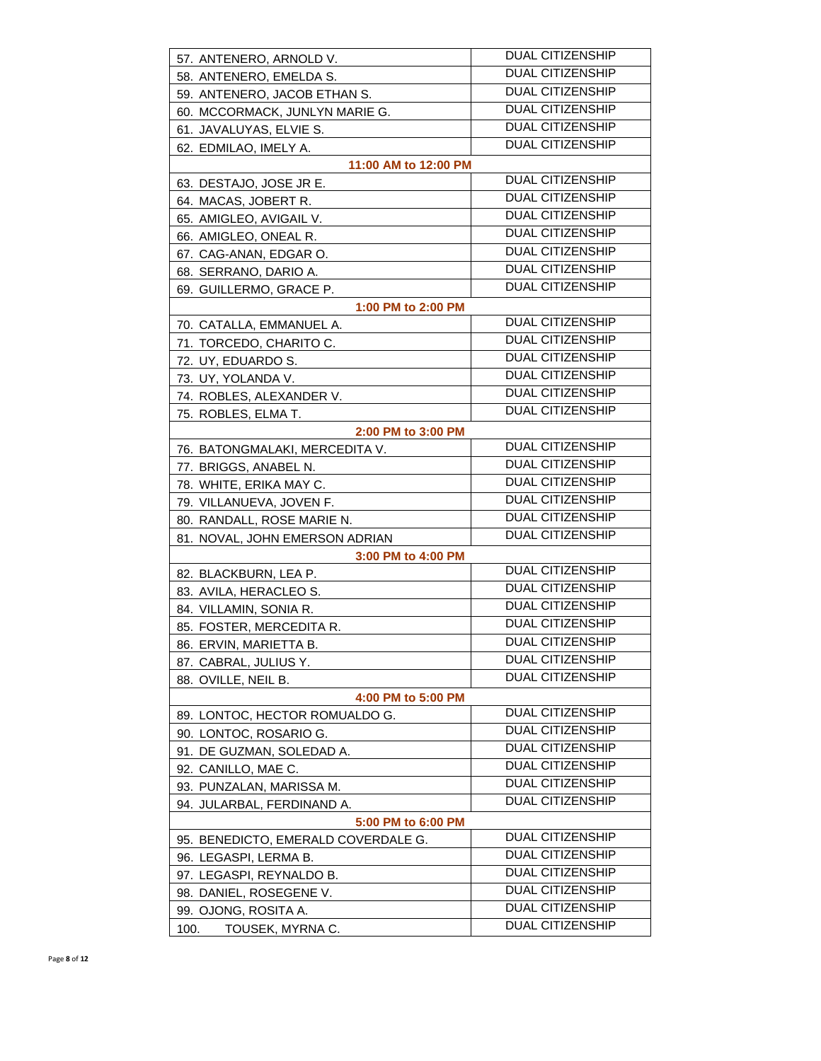| | |
|---|---|
| 57. ANTENERO, ARNOLD V. | DUAL CITIZENSHIP |
| 58. ANTENERO, EMELDA S. | DUAL CITIZENSHIP |
| 59. ANTENERO, JACOB ETHAN S. | DUAL CITIZENSHIP |
| 60. MCCORMACK, JUNLYN MARIE G. | DUAL CITIZENSHIP |
| 61. JAVALUYAS, ELVIE S. | DUAL CITIZENSHIP |
| 62. EDMILAO, IMELY A. | DUAL CITIZENSHIP |
| **11:00 AM to 12:00 PM** | |
| 63. DESTAJO, JOSE JR E. | DUAL CITIZENSHIP |
| 64. MACAS, JOBERT R. | DUAL CITIZENSHIP |
| 65. AMIGLEO, AVIGAIL V. | DUAL CITIZENSHIP |
| 66. AMIGLEO, ONEAL R. | DUAL CITIZENSHIP |
| 67. CAG-ANAN, EDGAR O. | DUAL CITIZENSHIP |
| 68. SERRANO, DARIO A. | DUAL CITIZENSHIP |
| 69. GUILLERMO, GRACE P. | DUAL CITIZENSHIP |
| **1:00 PM to 2:00 PM** | |
| 70. CATALLA, EMMANUEL A. | DUAL CITIZENSHIP |
| 71. TORCEDO, CHARITO C. | DUAL CITIZENSHIP |
| 72. UY, EDUARDO S. | DUAL CITIZENSHIP |
| 73. UY, YOLANDA V. | DUAL CITIZENSHIP |
| 74. ROBLES, ALEXANDER V. | DUAL CITIZENSHIP |
| 75. ROBLES, ELMA T. | DUAL CITIZENSHIP |
| **2:00 PM to 3:00 PM** | |
| 76. BATONGMALAKI, MERCEDITA V. | DUAL CITIZENSHIP |
| 77. BRIGGS, ANABEL N. | DUAL CITIZENSHIP |
| 78. WHITE, ERIKA MAY C. | DUAL CITIZENSHIP |
| 79. VILLANUEVA, JOVEN F. | DUAL CITIZENSHIP |
| 80. RANDALL, ROSE MARIE N. | DUAL CITIZENSHIP |
| 81. NOVAL, JOHN EMERSON ADRIAN | DUAL CITIZENSHIP |
| **3:00 PM to 4:00 PM** | |
| 82. BLACKBURN, LEA P. | DUAL CITIZENSHIP |
| 83. AVILA, HERACLEO S. | DUAL CITIZENSHIP |
| 84. VILLAMIN, SONIA R. | DUAL CITIZENSHIP |
| 85. FOSTER, MERCEDITA R. | DUAL CITIZENSHIP |
| 86. ERVIN, MARIETTA B. | DUAL CITIZENSHIP |
| 87. CABRAL, JULIUS Y. | DUAL CITIZENSHIP |
| 88. OVILLE, NEIL B. | DUAL CITIZENSHIP |
| **4:00 PM to 5:00 PM** | |
| 89. LONTOC, HECTOR ROMUALDO G. | DUAL CITIZENSHIP |
| 90. LONTOC, ROSARIO G. | DUAL CITIZENSHIP |
| 91. DE GUZMAN, SOLEDAD A. | DUAL CITIZENSHIP |
| 92. CANILLO, MAE C. | DUAL CITIZENSHIP |
| 93. PUNZALAN, MARISSA M. | DUAL CITIZENSHIP |
| 94. JULARBAL, FERDINAND A. | DUAL CITIZENSHIP |
| **5:00 PM to 6:00 PM** | |
| 95. BENEDICTO, EMERALD COVERDALE G. | DUAL CITIZENSHIP |
| 96. LEGASPI, LERMA B. | DUAL CITIZENSHIP |
| 97. LEGASPI, REYNALDO B. | DUAL CITIZENSHIP |
| 98. DANIEL, ROSEGENE V. | DUAL CITIZENSHIP |
| 99. OJONG, ROSITA A. | DUAL CITIZENSHIP |
| 100. TOUSEK, MYRNA C. | DUAL CITIZENSHIP |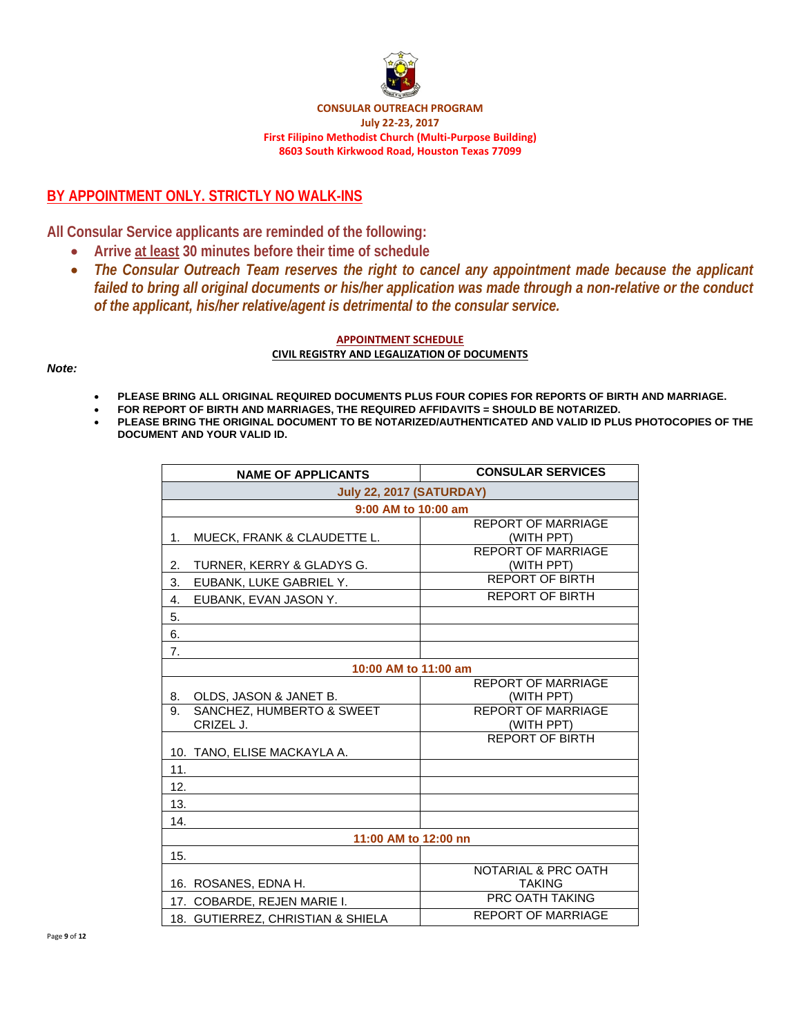**CONSULAR OUTREACH PROGRAM**
**July 22-23, 2017**
**First Filipino Methodist Church (Multi-Purpose Building)**
**8603 South Kirkwood Road, Houston Texas 77099**

## BY APPOINTMENT ONLY. STRICTLY NO WALK-INS

**All Consular Service applicants are reminded of the following:**

- **Arrive at least 30 minutes before their time of schedule**
- ***The Consular Outreach Team reserves the right to cancel any appointment made because the applicant failed to bring all original documents or his/her application was made through a non-relative or the conduct of the applicant, his/her relative/agent is detrimental to the consular service.***

**APPOINTMENT SCHEDULE**
**CIVIL REGISTRY AND LEGALIZATION OF DOCUMENTS**

***Note:***

- **PLEASE BRING ALL ORIGINAL REQUIRED DOCUMENTS PLUS FOUR COPIES FOR REPORTS OF BIRTH AND MARRIAGE.**
- **FOR REPORT OF BIRTH AND MARRIAGES, THE REQUIRED AFFIDAVITS = SHOULD BE NOTARIZED.**
- **PLEASE BRING THE ORIGINAL DOCUMENT TO BE NOTARIZED/AUTHENTICATED AND VALID ID PLUS PHOTOCOPIES OF THE DOCUMENT AND YOUR VALID ID.**

| NAME OF APPLICANTS | CONSULAR SERVICES |
|---|---|
| **July 22, 2017 (SATURDAY)** | |
| **9:00 AM to 10:00 am** | |
| 1. MUECK, FRANK & CLAUDETTE L. | REPORT OF MARRIAGE (WITH PPT) |
| 2. TURNER, KERRY & GLADYS G. | REPORT OF MARRIAGE (WITH PPT) |
| 3. EUBANK, LUKE GABRIEL Y. | REPORT OF BIRTH |
| 4. EUBANK, EVAN JASON Y. | REPORT OF BIRTH |
| 5. | |
| 6. | |
| 7. | |
| **10:00 AM to 11:00 am** | |
| 8. OLDS, JASON & JANET B. | REPORT OF MARRIAGE (WITH PPT) |
| 9. SANCHEZ, HUMBERTO & SWEET CRIZEL J. | REPORT OF MARRIAGE (WITH PPT) |
| 10. TANO, ELISE MACKAYLA A. | REPORT OF BIRTH |
| 11. | |
| 12. | |
| 13. | |
| 14. | |
| **11:00 AM to 12:00 nn** | |
| 15. | |
| 16. ROSANES, EDNA H. | NOTARIAL & PRC OATH TAKING |
| 17. COBARDE, REJEN MARIE I. | PRC OATH TAKING |
| 18. GUTIERREZ, CHRISTIAN & SHIELA | REPORT OF MARRIAGE |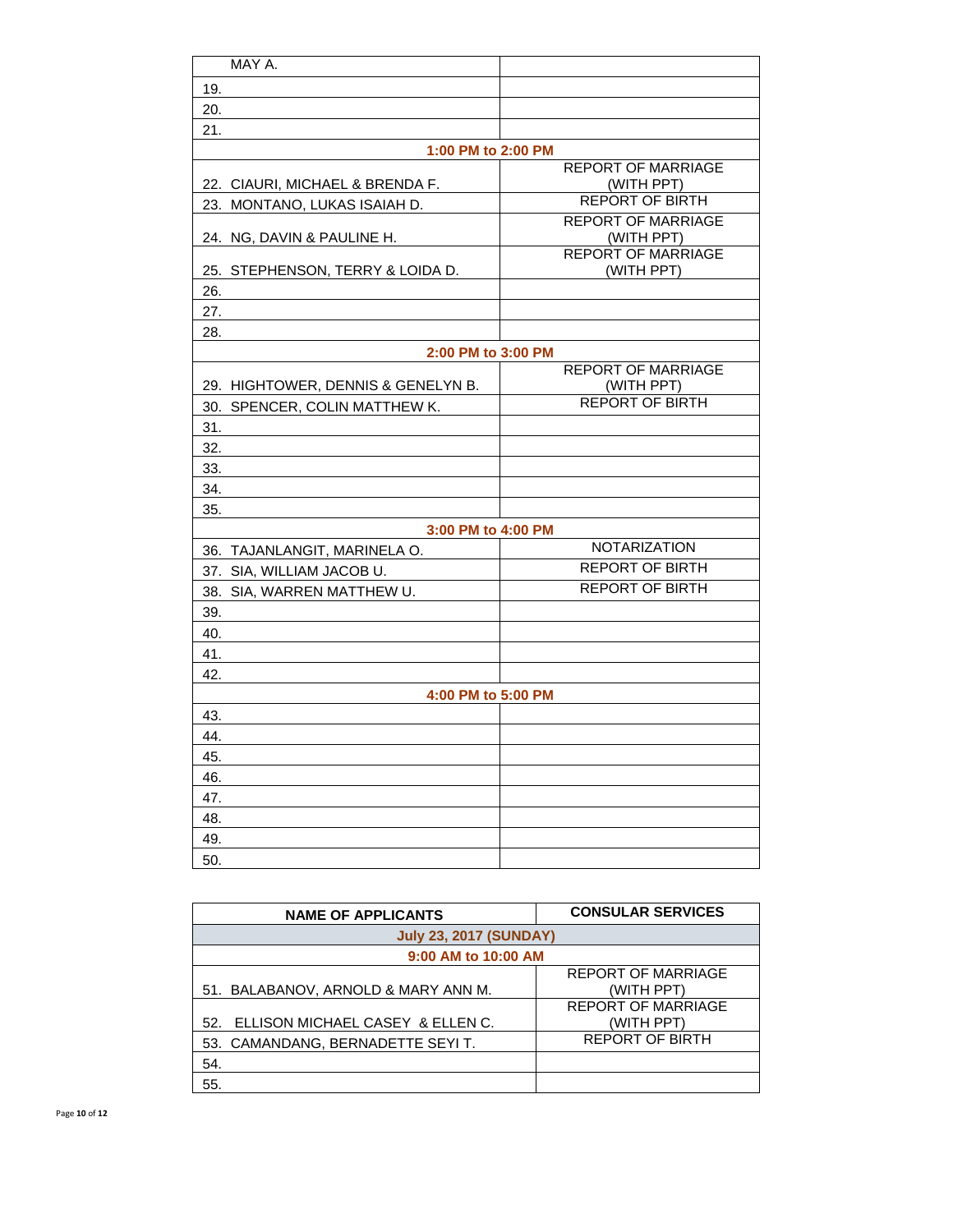| | |
|---|---|
| MAY A. | |
| 19. | |
| 20. | |
| 21. | |
| **1:00 PM to 2:00 PM** | |
| 22. CIAURI, MICHAEL & BRENDA F. | REPORT OF MARRIAGE (WITH PPT) |
| 23. MONTANO, LUKAS ISAIAH D. | REPORT OF BIRTH |
| 24. NG, DAVIN & PAULINE H. | REPORT OF MARRIAGE (WITH PPT) |
| 25. STEPHENSON, TERRY & LOIDA D. | REPORT OF MARRIAGE (WITH PPT) |
| 26. | |
| 27. | |
| 28. | |
| **2:00 PM to 3:00 PM** | |
| 29. HIGHTOWER, DENNIS & GENELYN B. | REPORT OF MARRIAGE (WITH PPT) |
| 30. SPENCER, COLIN MATTHEW K. | REPORT OF BIRTH |
| 31. | |
| 32. | |
| 33. | |
| 34. | |
| 35. | |
| **3:00 PM to 4:00 PM** | |
| 36. TAJANLANGIT, MARINELA O. | NOTARIZATION |
| 37. SIA, WILLIAM JACOB U. | REPORT OF BIRTH |
| 38. SIA, WARREN MATTHEW U. | REPORT OF BIRTH |
| 39. | |
| 40. | |
| 41. | |
| 42. | |
| **4:00 PM to 5:00 PM** | |
| 43. | |
| 44. | |
| 45. | |
| 46. | |
| 47. | |
| 48. | |
| 49. | |
| 50. | |

| NAME OF APPLICANTS | CONSULAR SERVICES |
|---|---|
| **July 23, 2017 (SUNDAY)** | |
| **9:00 AM to 10:00 AM** | |
| 51. BALABANOV, ARNOLD & MARY ANN M. | REPORT OF MARRIAGE (WITH PPT) |
| 52. ELLISON MICHAEL CASEY & ELLEN C. | REPORT OF MARRIAGE (WITH PPT) |
| 53. CAMANDANG, BERNADETTE SEYI T. | REPORT OF BIRTH |
| 54. | |
| 55. | |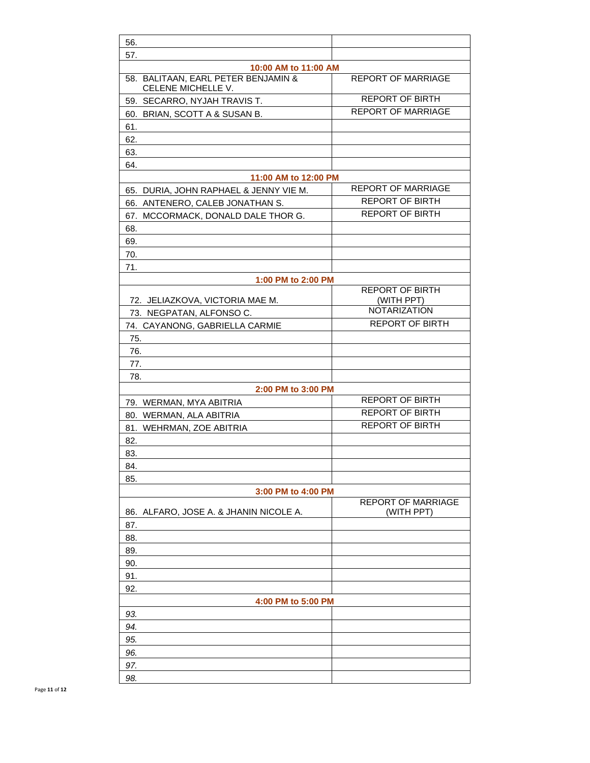| | |
|---|---|
| 56. | |
| 57. | |
| **10:00 AM to 11:00 AM** | |
| 58. BALITAAN, EARL PETER BENJAMIN & CELENE MICHELLE V. | REPORT OF MARRIAGE |
| 59. SECARRO, NYJAH TRAVIS T. | REPORT OF BIRTH |
| 60. BRIAN, SCOTT A & SUSAN B. | REPORT OF MARRIAGE |
| 61. | |
| 62. | |
| 63. | |
| 64. | |
| **11:00 AM to 12:00 PM** | |
| 65. DURIA, JOHN RAPHAEL & JENNY VIE M. | REPORT OF MARRIAGE |
| 66. ANTENERO, CALEB JONATHAN S. | REPORT OF BIRTH |
| 67. MCCORMACK, DONALD DALE THOR G. | REPORT OF BIRTH |
| 68. | |
| 69. | |
| 70. | |
| 71. | |
| **1:00 PM to 2:00 PM** | |
| 72. JELIAZKOVA, VICTORIA MAE M. | REPORT OF BIRTH (WITH PPT) |
| 73. NEGPATAN, ALFONSO C. | NOTARIZATION |
| 74. CAYANONG, GABRIELLA CARMIE | REPORT OF BIRTH |
| 75. | |
| 76. | |
| 77. | |
| 78. | |
| **2:00 PM to 3:00 PM** | |
| 79. WERMAN, MYA ABITRIA | REPORT OF BIRTH |
| 80. WERMAN, ALA ABITRIA | REPORT OF BIRTH |
| 81. WEHRMAN, ZOE ABITRIA | REPORT OF BIRTH |
| 82. | |
| 83. | |
| 84. | |
| 85. | |
| **3:00 PM to 4:00 PM** | |
| 86. ALFARO, JOSE A. & JHANIN NICOLE A. | REPORT OF MARRIAGE (WITH PPT) |
| 87. | |
| 88. | |
| 89. | |
| 90. | |
| 91. | |
| 92. | |
| **4:00 PM to 5:00 PM** | |
| *93.* | |
| *94.* | |
| *95.* | |
| *96.* | |
| *97.* | |
| *98.* | |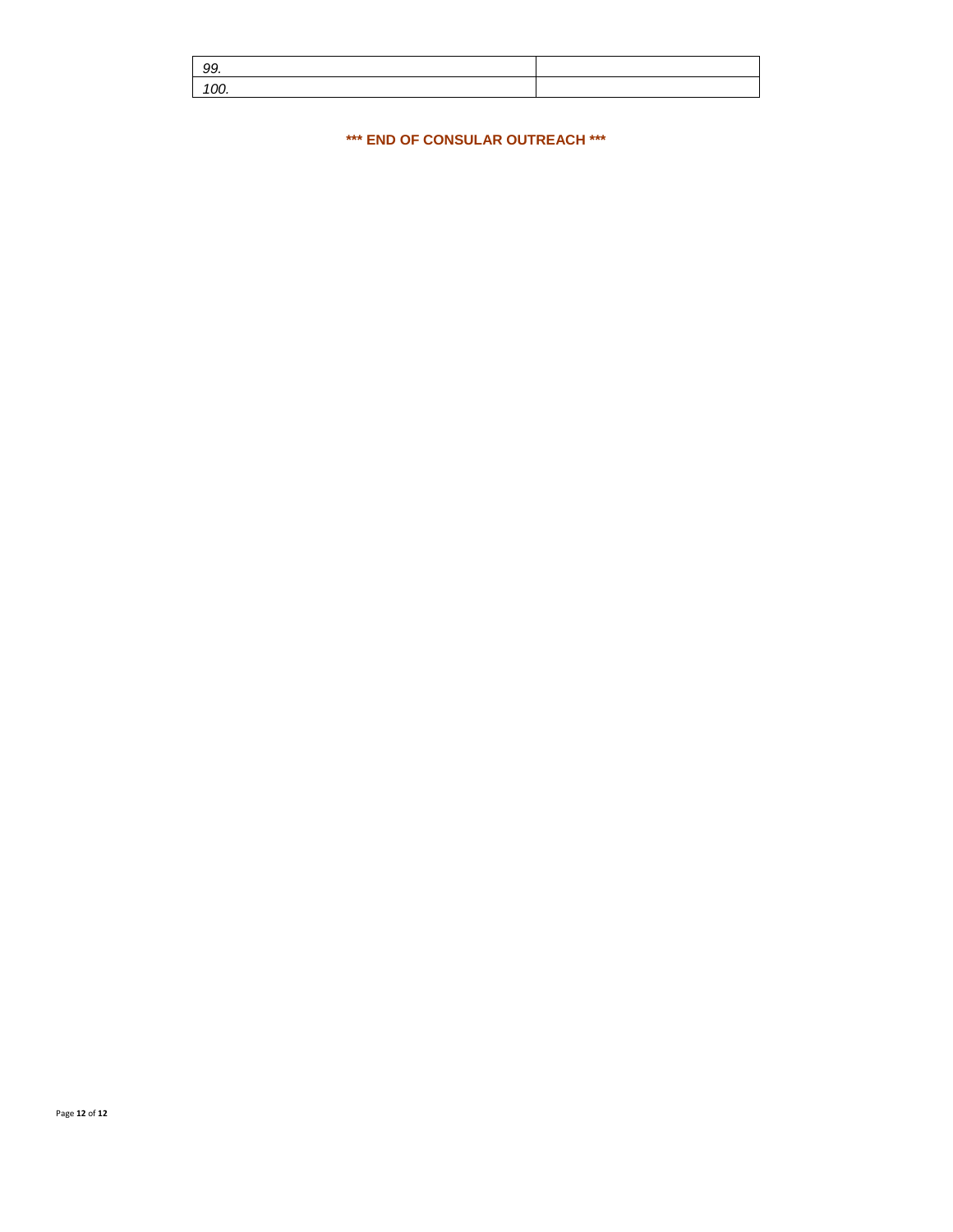| | |
|---|---|
| *99.* | |
| *100.* | |

**\*\*\* END OF CONSULAR OUTREACH \*\*\***

| | |
|---|---|
| *99.* | |
| *100.* | |

***** END OF CONSULAR OUTREACH *****